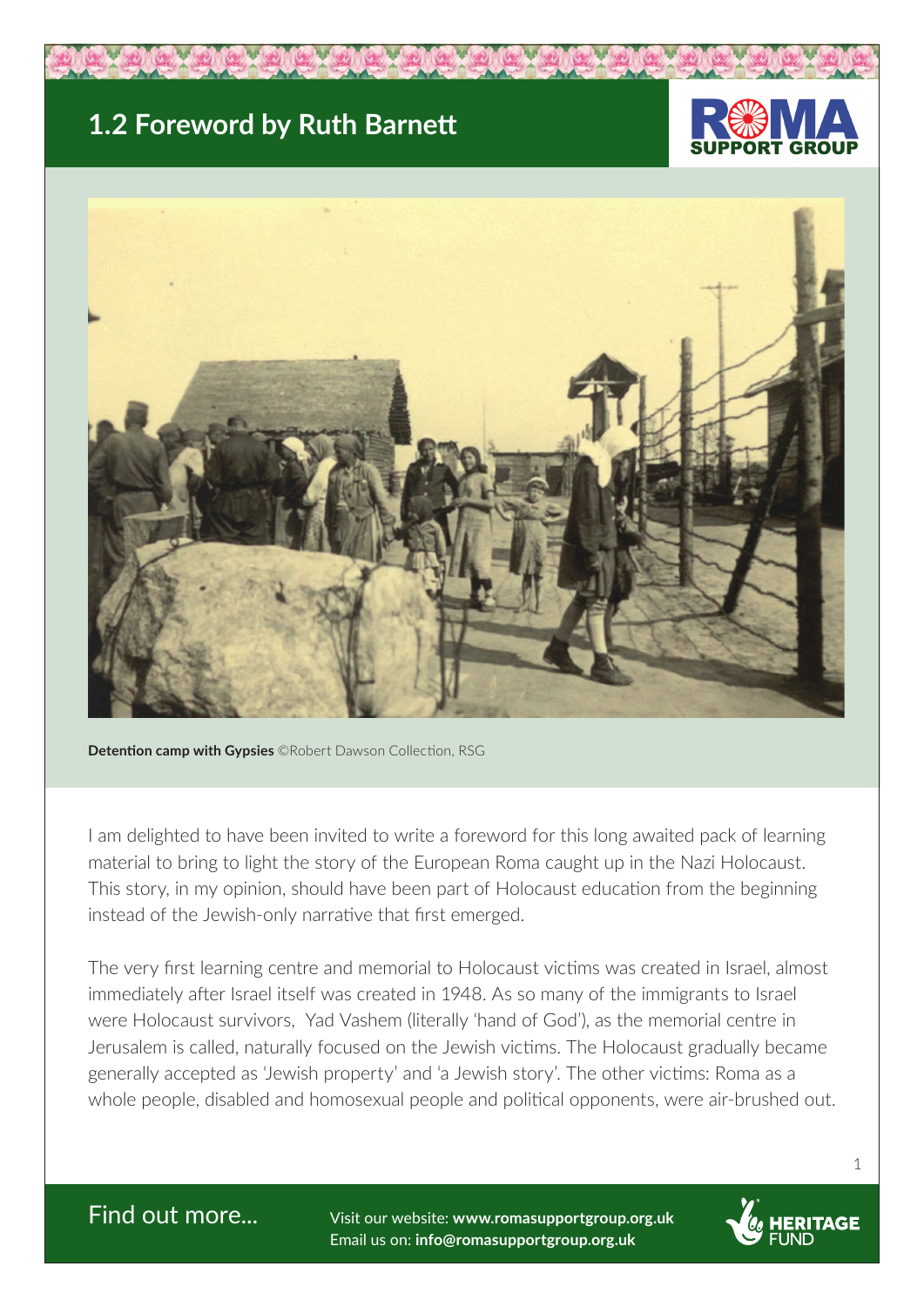# 1.2 Foreword by Ruth Barnett

**Detention camp with Gypsies** ©Robert Dawson Collection, RSG

I am delighted to have been invited to write a foreword for this long awaited pack of learning material to bring to light the story of the European Roma caught up in the Nazi Holocaust. This story, in my opinion, should have been part of Holocaust education from the beginning instead of the Jewish-only narrative that first emerged.

The very first learning centre and memorial to Holocaust victims was created in Israel, almost immediately after Israel itself was created in 1948. As so many of the immigrants to Israel were Holocaust survivors, Yad Vashem (literally 'hand of God'), as the memorial centre in Jerusalem is called, naturally focused on the Jewish victims. The Holocaust gradually became generally accepted as 'Jewish property' and 'a Jewish story'. The other victims: Roma as a whole people, disabled and homosexual people and political opponents, were air-brushed out.

Find out more...

Visit our website: **www.romasupportgroup.org.uk**
Email us on: **info@romasupportgroup.org.uk**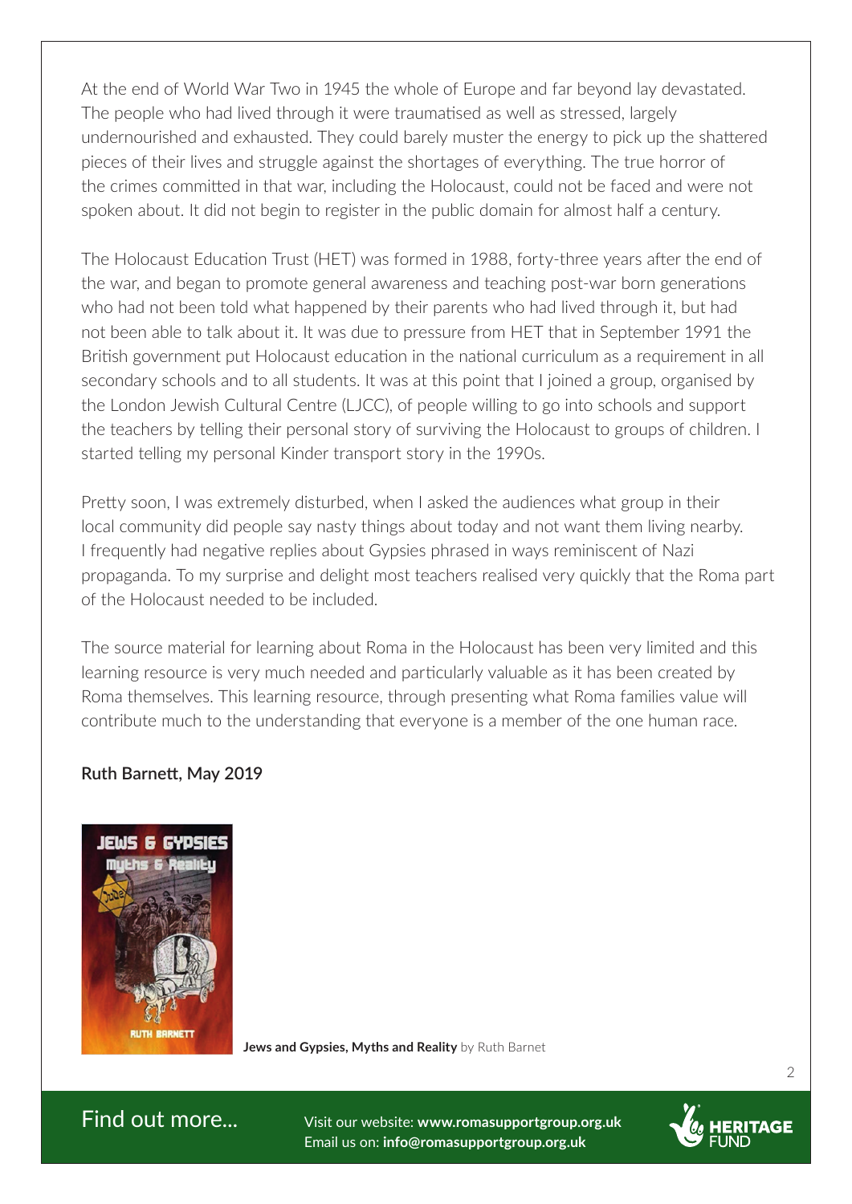At the end of World War Two in 1945 the whole of Europe and far beyond lay devastated. The people who had lived through it were traumatised as well as stressed, largely undernourished and exhausted. They could barely muster the energy to pick up the shattered pieces of their lives and struggle against the shortages of everything. The true horror of the crimes committed in that war, including the Holocaust, could not be faced and were not spoken about. It did not begin to register in the public domain for almost half a century.

The Holocaust Education Trust (HET) was formed in 1988, forty-three years after the end of the war, and began to promote general awareness and teaching post-war born generations who had not been told what happened by their parents who had lived through it, but had not been able to talk about it. It was due to pressure from HET that in September 1991 the British government put Holocaust education in the national curriculum as a requirement in all secondary schools and to all students. It was at this point that I joined a group, organised by the London Jewish Cultural Centre (LJCC), of people willing to go into schools and support the teachers by telling their personal story of surviving the Holocaust to groups of children. I started telling my personal Kinder transport story in the 1990s.

Pretty soon, I was extremely disturbed, when I asked the audiences what group in their local community did people say nasty things about today and not want them living nearby. I frequently had negative replies about Gypsies phrased in ways reminiscent of Nazi propaganda. To my surprise and delight most teachers realised very quickly that the Roma part of the Holocaust needed to be included.

The source material for learning about Roma in the Holocaust has been very limited and this learning resource is very much needed and particularly valuable as it has been created by Roma themselves. This learning resource, through presenting what Roma families value will contribute much to the understanding that everyone is a member of the one human race.

**Ruth Barnett, May 2019**

**Jews and Gypsies, Myths and Reality** by Ruth Barnet

Find out more...

Visit our website: **www.romasupportgroup.org.uk**
Email us on: **info@romasupportgroup.org.uk**

HERITAGE FUND